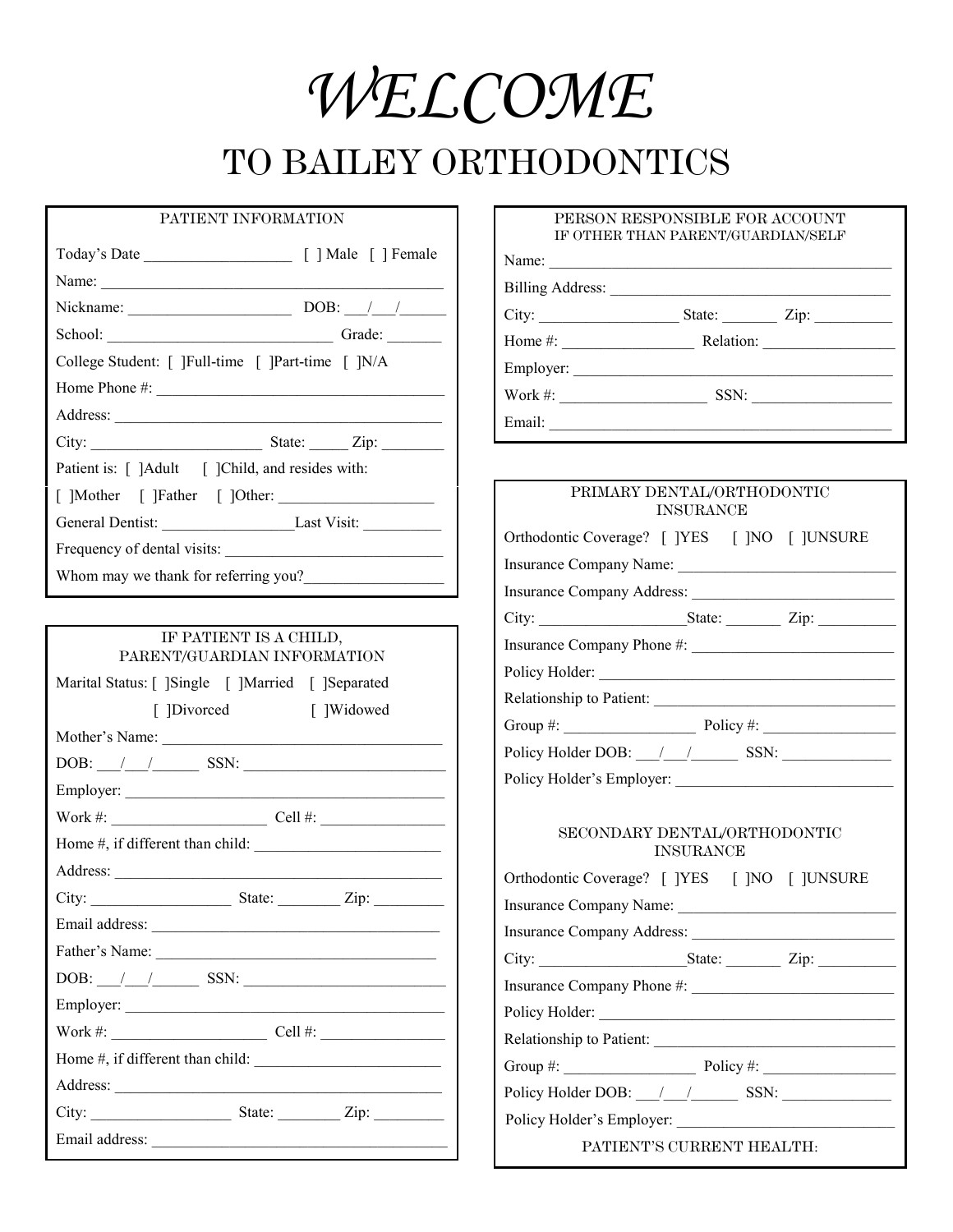# *WELCOME*

## TO BAILEY ORTHODONTICS

### PATIENT INFORMATION

Today's Date ___________________ [ ] Male [ ] Female

Name: _______________________________________________

Nickname: _____________________ DOB: ___/___/______

School: ______________________________ Grade: _______

College Student: [ ]Full-time [ ]Part-time [ ]N/A

Home Phone #: ______________________________________

Address: ____________________________________________

City: ______________________ State: _____ Zip: ________

Patient is: [ ]Adult [ ]Child, and resides with:

[ ]Mother [ ]Father [ ]Other: ____________________

General Dentist: _________________Last Visit: __________

Frequency of dental visits: ____________________________

Whom may we thank for referring you?_________________

### IF PATIENT IS A CHILD, PARENT/GUARDIAN INFORMATION

Marital Status: [ ]Single [ ]Married [ ]Separated [ ]Divorced [ ]Widowed

Mother's Name: _____________________________________

DOB: ___/___/______ SSN: __________________________

Employer: __________________________________________

Work #: ____________________ Cell #: ________________

Home #, if different than child: ________________________

Address: ___________________________________________

City: __________________ State: ________ Zip: _________

Email address: ______________________________________

Father's Name: ______________________________________

DOB: ___/___/______ SSN: __________________________

Employer: __________________________________________

Work #: ____________________ Cell #: ________________

Home #, if different than child: ________________________

Address: ___________________________________________

City: __________________ State: ________ Zip: _________

Email address: ______________________________________

### PERSON RESPONSIBLE FOR ACCOUNT
IF OTHER THAN PARENT/GUARDIAN/SELF

Name: ______________________________________________

Billing Address: ____________________________________

City: __________________ State: _______ Zip: __________

Home #: _________________ Relation: _________________

Employer: __________________________________________

Work #: ___________________ SSN: __________________

Email: ______________________________________________

### PRIMARY DENTAL/ORTHODONTIC INSURANCE

Orthodontic Coverage? [ ]YES [ ]NO [ ]UNSURE

Insurance Company Name: _____________________________

Insurance Company Address: ___________________________

City: ___________________State: _______ Zip: __________

Insurance Company Phone #: __________________________

Policy Holder: _______________________________________

Relationship to Patient: _______________________________

Group #: _________________ Policy #: _________________

Policy Holder DOB: ___/___/______ SSN: ______________

Policy Holder's Employer: ____________________________

### SECONDARY DENTAL/ORTHODONTIC INSURANCE

Orthodontic Coverage? [ ]YES [ ]NO [ ]UNSURE

Insurance Company Name: _____________________________

Insurance Company Address: ___________________________

City: ___________________State: _______ Zip: __________

Insurance Company Phone #: __________________________

Policy Holder: _______________________________________

Relationship to Patient: _______________________________

Group #: _________________ Policy #: _________________

Policy Holder DOB: ___/___/______ SSN: ______________

Policy Holder's Employer: ____________________________

### PATIENT'S CURRENT HEALTH: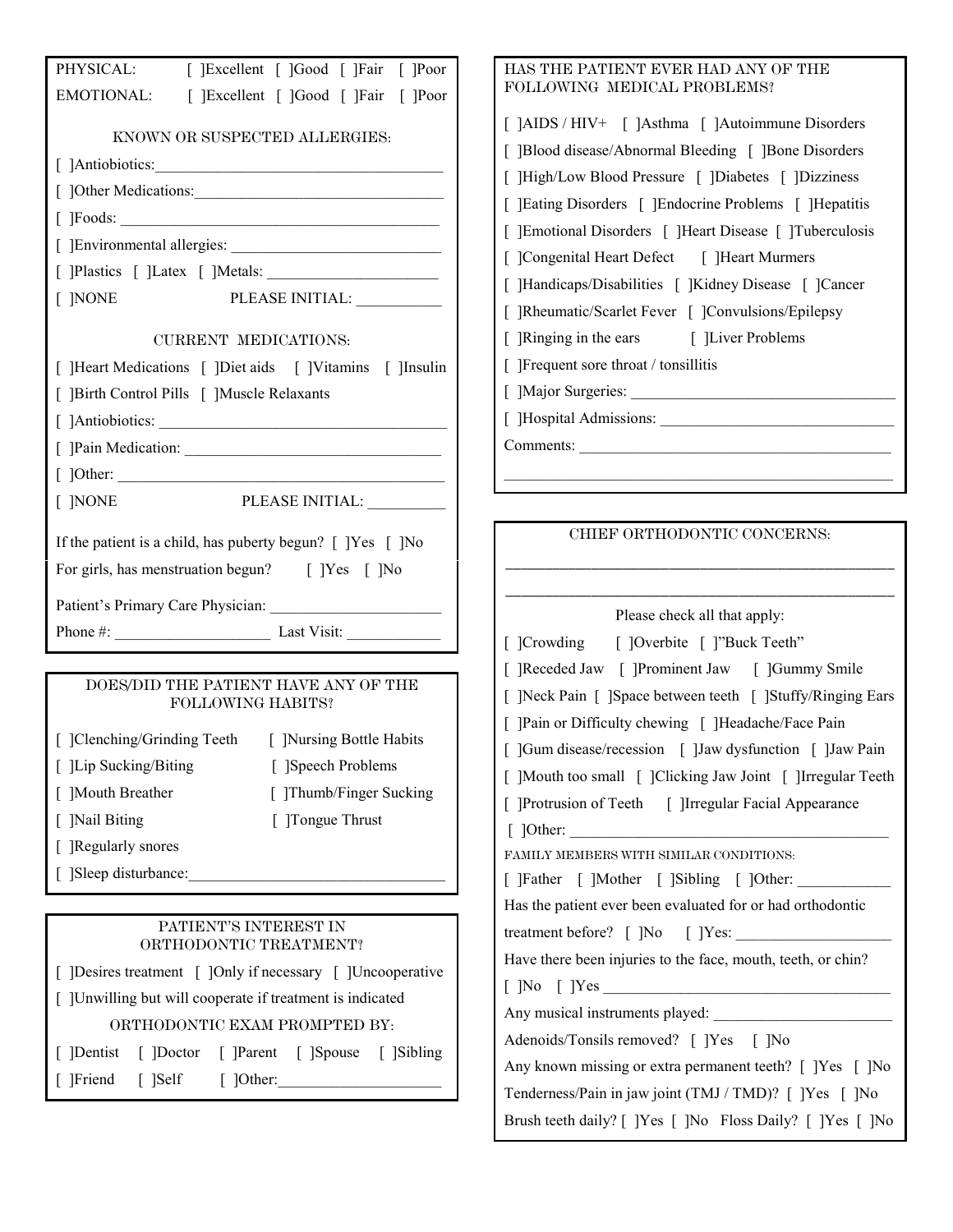PHYSICAL: [ ]Excellent [ ]Good [ ]Fair [ ]Poor

EMOTIONAL: [ ]Excellent [ ]Good [ ]Fair [ ]Poor

### KNOWN OR SUSPECTED ALLERGIES:

[ ]Antiobiotics:\_\_\_\_\_\_\_\_\_\_\_\_\_\_\_\_\_\_\_\_\_\_\_\_\_\_\_\_\_\_\_\_\_\_\_\_

[ ]Other Medications:\_\_\_\_\_\_\_\_\_\_\_\_\_\_\_\_\_\_\_\_\_\_\_\_\_\_\_\_\_\_\_\_

[ ]Foods: \_\_\_\_\_\_\_\_\_\_\_\_\_\_\_\_\_\_\_\_\_\_\_\_\_\_\_\_\_\_\_\_\_\_\_\_\_\_\_\_\_\_\_\_

[ ]Environmental allergies: \_\_\_\_\_\_\_\_\_\_\_\_\_\_\_\_\_\_\_\_\_\_\_\_\_\_\_

[ ]Plastics [ ]Latex [ ]Metals: \_\_\_\_\_\_\_\_\_\_\_\_\_\_\_\_\_\_\_\_\_\_

[ ]NONE PLEASE INITIAL: \_\_\_\_\_\_\_\_\_\_\_

### CURRENT MEDICATIONS:

[ ]Heart Medications [ ]Diet aids [ ]Vitamins [ ]Insulin

[ ]Birth Control Pills [ ]Muscle Relaxants

[ ]Antiobiotics: \_\_\_\_\_\_\_\_\_\_\_\_\_\_\_\_\_\_\_\_\_\_\_\_\_\_\_\_\_\_\_\_\_\_\_\_\_\_

[ ]Pain Medication: \_\_\_\_\_\_\_\_\_\_\_\_\_\_\_\_\_\_\_\_\_\_\_\_\_\_\_\_\_\_\_\_\_\_

[ ]Other: \_\_\_\_\_\_\_\_\_\_\_\_\_\_\_\_\_\_\_\_\_\_\_\_\_\_\_\_\_\_\_\_\_\_\_\_\_\_\_\_\_\_\_\_

[ ]NONE PLEASE INITIAL: \_\_\_\_\_\_\_\_\_\_

If the patient is a child, has puberty begun? [ ]Yes [ ]No

For girls, has menstruation begun? [ ]Yes [ ]No

Patient's Primary Care Physician: \_\_\_\_\_\_\_\_\_\_\_\_\_\_\_\_\_\_\_\_\_\_

Phone #: \_\_\_\_\_\_\_\_\_\_\_\_\_\_\_\_\_\_\_\_ Last Visit: \_\_\_\_\_\_\_\_\_\_\_\_

### DOES/DID THE PATIENT HAVE ANY OF THE FOLLOWING HABITS?

[ ]Clenching/Grinding Teeth [ ]Nursing Bottle Habits

[ ]Lip Sucking/Biting [ ]Speech Problems

[ ]Mouth Breather [ ]Thumb/Finger Sucking

[ ]Nail Biting [ ]Tongue Thrust

[ ]Regularly snores

[ ]Sleep disturbance:\_\_\_\_\_\_\_\_\_\_\_\_\_\_\_\_\_\_\_\_\_\_\_\_\_\_\_\_\_\_\_\_\_

### PATIENT'S INTEREST IN ORTHODONTIC TREATMENT?

[ ]Desires treatment [ ]Only if necessary [ ]Uncooperative

[ ]Unwilling but will cooperate if treatment is indicated

### ORTHODONTIC EXAM PROMPTED BY:

[ ]Dentist [ ]Doctor [ ]Parent [ ]Spouse [ ]Sibling

[ ]Friend [ ]Self [ ]Other:\_\_\_\_\_\_\_\_\_\_\_\_\_\_\_\_\_\_\_\_\_

### HAS THE PATIENT EVER HAD ANY OF THE FOLLOWING MEDICAL PROBLEMS?

[ ]AIDS / HIV+ [ ]Asthma [ ]Autoimmune Disorders

[ ]Blood disease/Abnormal Bleeding [ ]Bone Disorders

[ ]High/Low Blood Pressure [ ]Diabetes [ ]Dizziness

[ ]Eating Disorders [ ]Endocrine Problems [ ]Hepatitis

[ ]Emotional Disorders [ ]Heart Disease [ ]Tuberculosis

[ ]Congenital Heart Defect [ ]Heart Murmers

[ ]Handicaps/Disabilities [ ]Kidney Disease [ ]Cancer

[ ]Rheumatic/Scarlet Fever [ ]Convulsions/Epilepsy

[ ]Ringing in the ears [ ]Liver Problems

[ ]Frequent sore throat / tonsillitis

[ ]Major Surgeries: \_\_\_\_\_\_\_\_\_\_\_\_\_\_\_\_\_\_\_\_\_\_\_\_\_\_\_\_\_\_\_\_\_\_

[ ]Hospital Admissions: \_\_\_\_\_\_\_\_\_\_\_\_\_\_\_\_\_\_\_\_\_\_\_\_\_\_\_\_\_\_

Comments: \_\_\_\_\_\_\_\_\_\_\_\_\_\_\_\_\_\_\_\_\_\_\_\_\_\_\_\_\_\_\_\_\_\_\_\_\_\_\_\_

\_\_\_\_\_\_\_\_\_\_\_\_\_\_\_\_\_\_\_\_\_\_\_\_\_\_\_\_\_\_\_\_\_\_\_\_\_\_\_\_\_\_\_\_\_\_\_\_\_\_

### CHIEF ORTHODONTIC CONCERNS:

\_\_\_\_\_\_\_\_\_\_\_\_\_\_\_\_\_\_\_\_\_\_\_\_\_\_\_\_\_\_\_\_\_\_\_\_\_\_\_\_\_\_\_\_\_\_\_\_\_\_

\_\_\_\_\_\_\_\_\_\_\_\_\_\_\_\_\_\_\_\_\_\_\_\_\_\_\_\_\_\_\_\_\_\_\_\_\_\_\_\_\_\_\_\_\_\_\_\_\_\_

Please check all that apply:

[ ]Crowding [ ]Overbite [ ]"Buck Teeth"

[ ]Receded Jaw [ ]Prominent Jaw [ ]Gummy Smile

[ ]Neck Pain [ ]Space between teeth [ ]Stuffy/Ringing Ears

[ ]Pain or Difficulty chewing [ ]Headache/Face Pain

[ ]Gum disease/recession [ ]Jaw dysfunction [ ]Jaw Pain

[ ]Mouth too small [ ]Clicking Jaw Joint [ ]Irregular Teeth

[ ]Protrusion of Teeth [ ]Irregular Facial Appearance

[ ]Other: \_\_\_\_\_\_\_\_\_\_\_\_\_\_\_\_\_\_\_\_\_\_\_\_\_\_\_\_\_\_\_\_\_\_\_\_\_\_\_\_\_\_

FAMILY MEMBERS WITH SIMILAR CONDITIONS:

[ ]Father [ ]Mother [ ]Sibling [ ]Other: \_\_\_\_\_\_\_\_\_\_\_\_

Has the patient ever been evaluated for or had orthodontic treatment before? [ ]No [ ]Yes: \_\_\_\_\_\_\_\_\_\_\_\_\_\_\_\_\_\_\_\_

Have there been injuries to the face, mouth, teeth, or chin?

[ ]No [ ]Yes \_\_\_\_\_\_\_\_\_\_\_\_\_\_\_\_\_\_\_\_\_\_\_\_\_\_\_\_\_\_\_\_\_\_\_\_\_\_

Any musical instruments played: \_\_\_\_\_\_\_\_\_\_\_\_\_\_\_\_\_\_\_\_\_\_\_\_

Adenoids/Tonsils removed? [ ]Yes [ ]No

Any known missing or extra permanent teeth? [ ]Yes [ ]No

Tenderness/Pain in jaw joint (TMJ / TMD)? [ ]Yes [ ]No

Brush teeth daily? [ ]Yes [ ]No Floss Daily? [ ]Yes [ ]No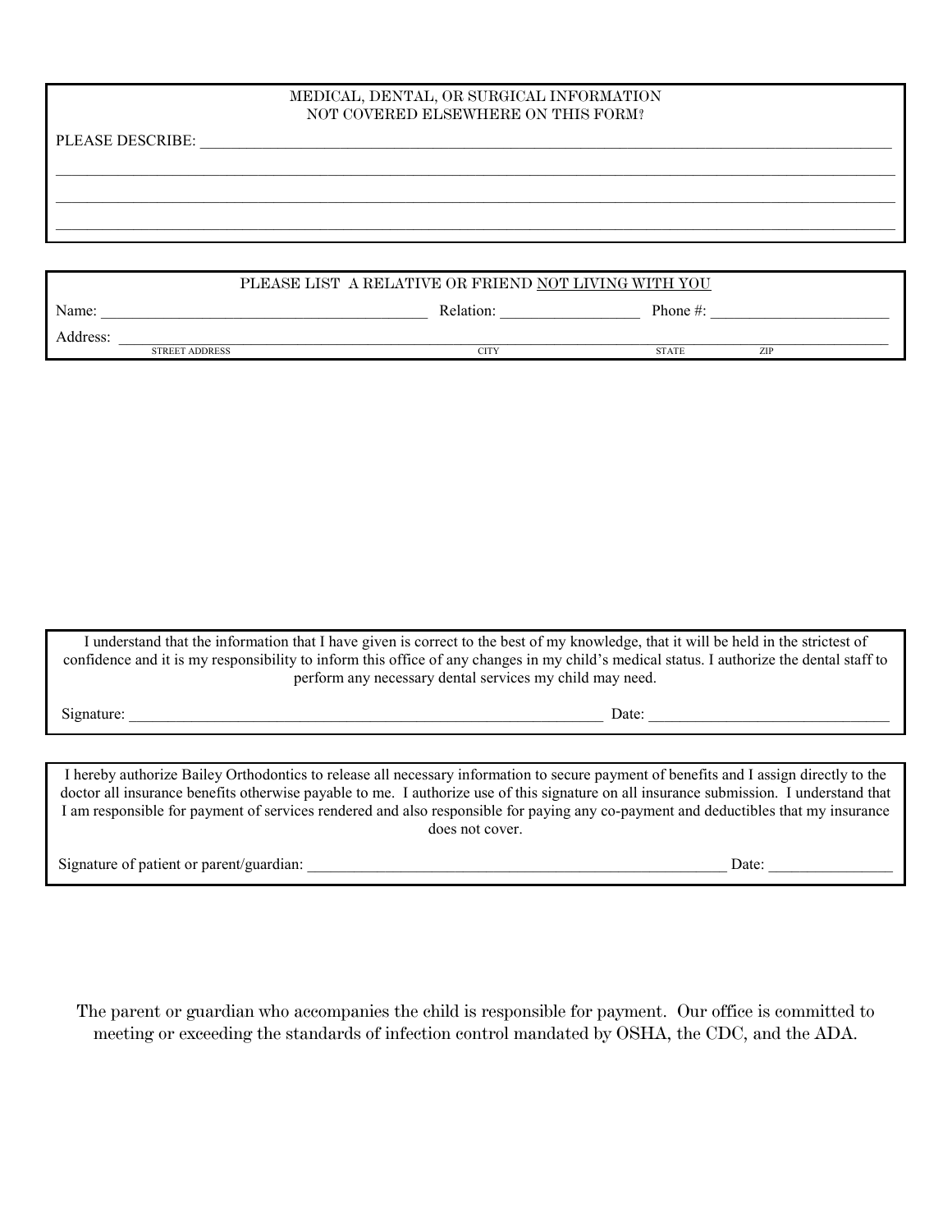MEDICAL, DENTAL, OR SURGICAL INFORMATION
NOT COVERED ELSEWHERE ON THIS FORM?

PLEASE DESCRIBE: ______________________________________________________________________________

______________________________________________________________________________________________

______________________________________________________________________________________________

______________________________________________________________________________________________

PLEASE LIST A RELATIVE OR FRIEND <u>NOT LIVING WITH YOU</u>

Name: ________________________________________ Relation: __________________ Phone #: ________________________

Address: ______________________________________________________________________________________

STREET ADDRESS CITY STATE ZIP

I understand that the information that I have given is correct to the best of my knowledge, that it will be held in the strictest of confidence and it is my responsibility to inform this office of any changes in my child's medical status. I authorize the dental staff to perform any necessary dental services my child may need.

Signature: ____________________________________________________________ Date: ________________________________

I hereby authorize Bailey Orthodontics to release all necessary information to secure payment of benefits and I assign directly to the doctor all insurance benefits otherwise payable to me. I authorize use of this signature on all insurance submission. I understand that I am responsible for payment of services rendered and also responsible for paying any co-payment and deductibles that my insurance does not cover.

Signature of patient or parent/guardian: ______________________________________________________ Date: ________________

The parent or guardian who accompanies the child is responsible for payment. Our office is committed to meeting or exceeding the standards of infection control mandated by OSHA, the CDC, and the ADA.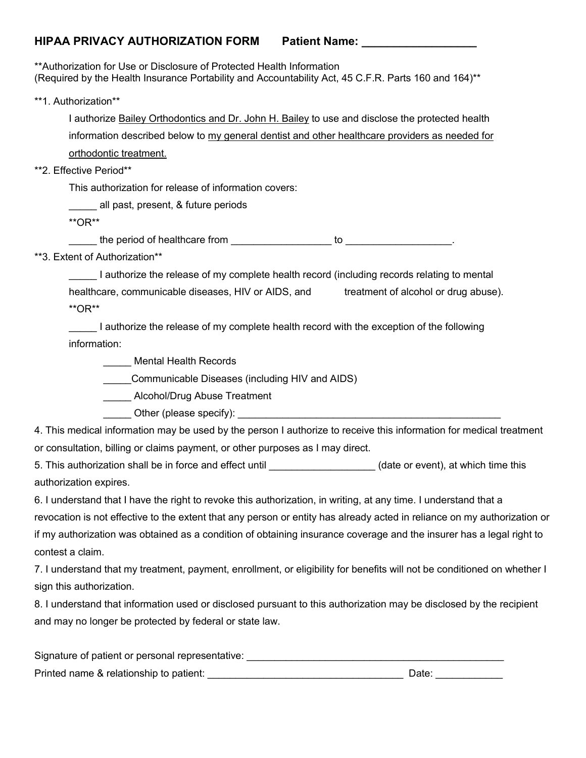# HIPAA PRIVACY AUTHORIZATION FORM    Patient Name: __________________

**Authorization for Use or Disclosure of Protected Health Information
(Required by the Health Insurance Portability and Accountability Act, 45 C.F.R. Parts 160 and 164)**

**1. Authorization**

I authorize Bailey Orthodontics and Dr. John H. Bailey to use and disclose the protected health information described below to my general dentist and other healthcare providers as needed for orthodontic treatment.

**2. Effective Period**

This authorization for release of information covers:

_____ all past, present, & future periods

**OR**

_____ the period of healthcare from __________________ to ___________________.

**3. Extent of Authorization**

_____ I authorize the release of my complete health record (including records relating to mental healthcare, communicable diseases, HIV or AIDS, and treatment of alcohol or drug abuse).

**OR**

_____ I authorize the release of my complete health record with the exception of the following information:

- _____ Mental Health Records
- _____Communicable Diseases (including HIV and AIDS)
- _____ Alcohol/Drug Abuse Treatment
- _____ Other (please specify): ________________________________________________

4. This medical information may be used by the person I authorize to receive this information for medical treatment or consultation, billing or claims payment, or other purposes as I may direct.

5. This authorization shall be in force and effect until ___________________ (date or event), at which time this authorization expires.

6. I understand that I have the right to revoke this authorization, in writing, at any time. I understand that a revocation is not effective to the extent that any person or entity has already acted in reliance on my authorization or if my authorization was obtained as a condition of obtaining insurance coverage and the insurer has a legal right to contest a claim.

7. I understand that my treatment, payment, enrollment, or eligibility for benefits will not be conditioned on whether I sign this authorization.

8. I understand that information used or disclosed pursuant to this authorization may be disclosed by the recipient and may no longer be protected by federal or state law.

Signature of patient or personal representative: ________________________________________________

Printed name & relationship to patient: ____________________________________ Date: ____________